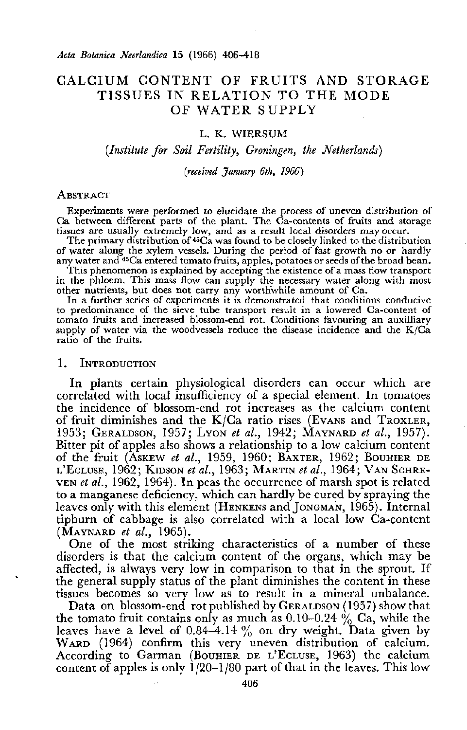# CALCIUM CONTENT OF FRUITS AND STORAGE TISSUES IN RELATION TO THE MODE OF WATER SUPPLY

L. K. WIERSUM

*(Institute for Soil Fertility, Groningen, the Netherlands)*

*(received January 6th, 1966)*

## Abstract

Experiments were performed to elucidate the process of uneven distribution of Ca between different parts of the plant. The Ca-contents of fruits and storage tissues are usually extremely low, and as a result local disorders may occur.

The primary distribution of $^{45}Ca$ was found to be closely linked to the distribution of water along the xylem vessels. During the period of fast growth no or hardly any water and $^{45}Ca$ entered tomato fruits, apples, potatoes or seeds of the broad bean.

This phenomenon is explained by accepting the existence of a mass flow transport in the phloem. This mass flow can supply the necessary water along with most other nutrients, but does not carry any worthwhile amount of Ca.

In a further series of experiments it is demonstrated that conditions conducive to predominance of the sieve tube transport result in a lowered Ca-content of tomato fruits and increased blossom-end rot. Conditions favouring an auxilliary supply of water via the woodvessels reduce the disease incidence and the K/Ca ratio of the fruits.

## 1. Introduction

In plants certain physiological disorders can occur which are correlated with local insufficiency of a special element. In tomatoes the incidence of blossom-end rot increases as the calcium content of fruit diminishes and the K/Ca ratio rises (Evans and Troxler, 1953; Geraldson, 1957; Lyon *et al.*, 1942; Maynard *et al.*, 1957). Bitter pit of apples also shows a relationship to a low calcium content of the fruit (Askew *et al.*, 1959, 1960; Baxter, 1962; Bouhier de l'Ecluse, 1962; Kidson *et al.*, 1963; Martin *et al.*, 1964; Van Schreven *et al.*, 1962, 1964). In peas the occurrence of marsh spot is related to a manganese deficiency, which can hardly be cured by spraying the leaves only with this element (Henkens and Jongman, 1965). Internal tipburn of cabbage is also correlated with a local low Ca-content (Maynard *et al.*, 1965).

One of the most striking characteristics of a number of these disorders is that the calcium content of the organs, which may be affected, is always very low in comparison to that in the sprout. If the general supply status of the plant diminishes the content in these tissues becomes so very low as to result in a mineral unbalance.

Data on blossom-end rot published by Geraldson (1957) show that the tomato fruit contains only as much as 0.10–0.24 % Ca, while the leaves have a level of 0.84–4.14 % on dry weight. Data given by Ward (1964) confirm this very uneven distribution of calcium. According to Garman (Bouhier de l'Ecluse, 1963) the calcium content of apples is only 1/20–1/80 part of that in the leaves. This low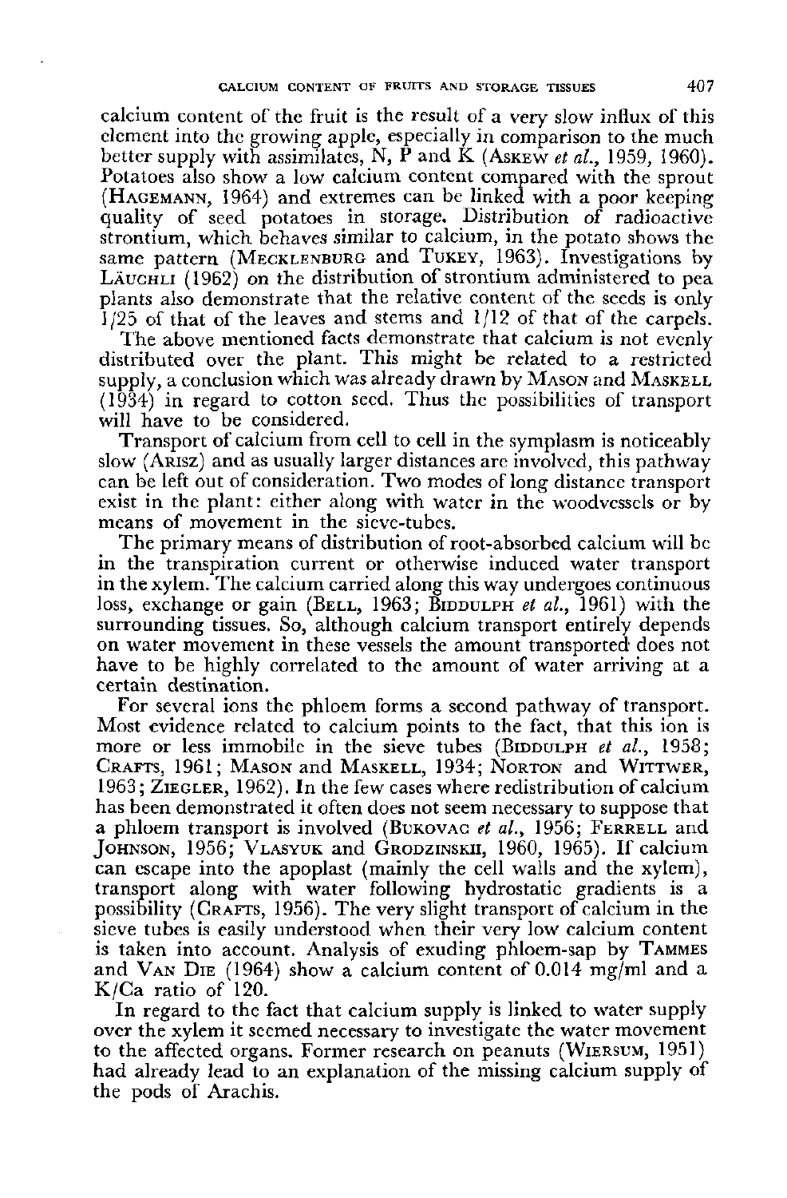calcium content of the fruit is the result of a very slow influx of this element into the growing apple, especially in comparison to the much better supply with assimilates, N, P and K (ASKEW *et al.*, 1959, 1960). Potatoes also show a low calcium content compared with the sprout (HAGEMANN, 1964) and extremes can be linked with a poor keeping quality of seed potatoes in storage. Distribution of radioactive strontium, which behaves similar to calcium, in the potato shows the same pattern (MECKLENBURG and TUKEY, 1963). Investigations by LÄUCHLI (1962) on the distribution of strontium administered to pea plants also demonstrate that the relative content of the seeds is only 1/25 of that of the leaves and stems and 1/12 of that of the carpels.

The above mentioned facts demonstrate that calcium is not evenly distributed over the plant. This might be related to a restricted supply, a conclusion which was already drawn by MASON and MASKELL (1934) in regard to cotton seed. Thus the possibilities of transport will have to be considered.

Transport of calcium from cell to cell in the symplasm is noticeably slow (ARISZ) and as usually larger distances are involved, this pathway can be left out of consideration. Two modes of long distance transport exist in the plant: either along with water in the woodvessels or by means of movement in the sieve-tubes.

The primary means of distribution of root-absorbed calcium will be in the transpiration current or otherwise induced water transport in the xylem. The calcium carried along this way undergoes continuous loss, exchange or gain (BELL, 1963; BIDDULPH *et al.*, 1961) with the surrounding tissues. So, although calcium transport entirely depends on water movement in these vessels the amount transported does not have to be highly correlated to the amount of water arriving at a certain destination.

For several ions the phloem forms a second pathway of transport. Most evidence related to calcium points to the fact, that this ion is more or less immobile in the sieve tubes (BIDDULPH *et al.*, 1958; CRAFTS, 1961; MASON and MASKELL, 1934; NORTON and WITTWER, 1963; ZIEGLER, 1962). In the few cases where redistribution of calcium has been demonstrated it often does not seem necessary to suppose that a phloem transport is involved (BUKOVAC *et al.*, 1956; FERRELL and JOHNSON, 1956; VLASYUK and GRODZINSKII, 1960, 1965). If calcium can escape into the apoplast (mainly the cell walls and the xylem), transport along with water following hydrostatic gradients is a possibility (CRAFTS, 1956). The very slight transport of calcium in the sieve tubes is easily understood when their very low calcium content is taken into account. Analysis of exuding phloem-sap by TAMMES and VAN DIE (1964) show a calcium content of 0.014 mg/ml and a K/Ca ratio of 120.

In regard to the fact that calcium supply is linked to water supply over the xylem it seemed necessary to investigate the water movement to the affected organs. Former research on peanuts (WIERSUM, 1951) had already lead to an explanation of the missing calcium supply of the pods of Arachis.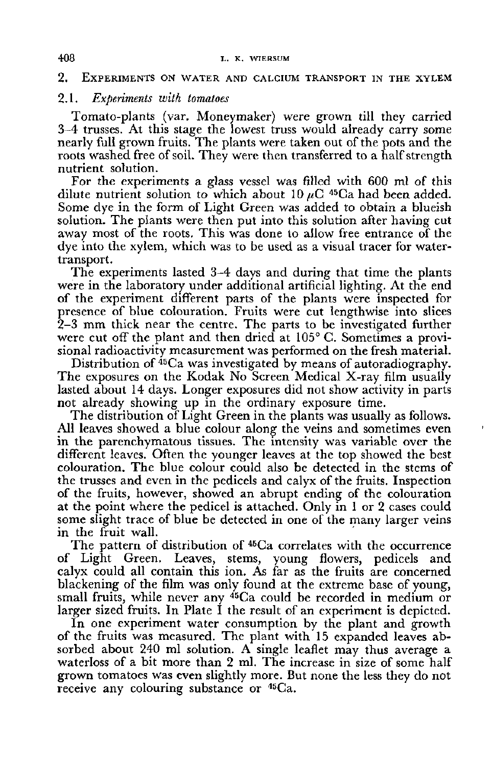## 2. Experiments on water and calcium transport in the xylem

### 2.1. *Experiments with tomatoes*

Tomato-plants (var. Moneymaker) were grown till they carried 3–4 trusses. At this stage the lowest truss would already carry some nearly full grown fruits. The plants were taken out of the pots and the roots washed free of soil. They were then transferred to a half strength nutrient solution.

For the experiments a glass vessel was filled with 600 ml of this dilute nutrient solution to which about 10 $\mu$C $^{45}$Ca had been added. Some dye in the form of Light Green was added to obtain a blueish solution. The plants were then put into this solution after having cut away most of the roots. This was done to allow free entrance of the dye into the xylem, which was to be used as a visual tracer for water-transport.

The experiments lasted 3–4 days and during that time the plants were in the laboratory under additional artificial lighting. At the end of the experiment different parts of the plants were inspected for presence of blue colouration. Fruits were cut lengthwise into slices 2–3 mm thick near the centre. The parts to be investigated further were cut off the plant and then dried at 105° C. Sometimes a provisional radioactivity measurement was performed on the fresh material.

Distribution of $^{45}$Ca was investigated by means of autoradiography. The exposures on the Kodak No Screen Medical X-ray film usually lasted about 14 days. Longer exposures did not show activity in parts not already showing up in the ordinary exposure time.

The distribution of Light Green in the plants was usually as follows. All leaves showed a blue colour along the veins and sometimes even in the parenchymatous tissues. The intensity was variable over the different leaves. Often the younger leaves at the top showed the best colouration. The blue colour could also be detected in the stems of the trusses and even in the pedicels and calyx of the fruits. Inspection of the fruits, however, showed an abrupt ending of the colouration at the point where the pedicel is attached. Only in 1 or 2 cases could some slight trace of blue be detected in one of the many larger veins in the fruit wall.

The pattern of distribution of $^{45}$Ca correlates with the occurrence of Light Green. Leaves, stems, young flowers, pedicels and calyx could all contain this ion. As far as the fruits are concerned blackening of the film was only found at the extreme base of young, small fruits, while never any $^{45}$Ca could be recorded in medium or larger sized fruits. In Plate I the result of an experiment is depicted.

In one experiment water consumption by the plant and growth of the fruits was measured. The plant with 15 expanded leaves absorbed about 240 ml solution. A single leaflet may thus average a waterloss of a bit more than 2 ml. The increase in size of some half grown tomatoes was even slightly more. But none the less they do not receive any colouring substance or $^{45}$Ca.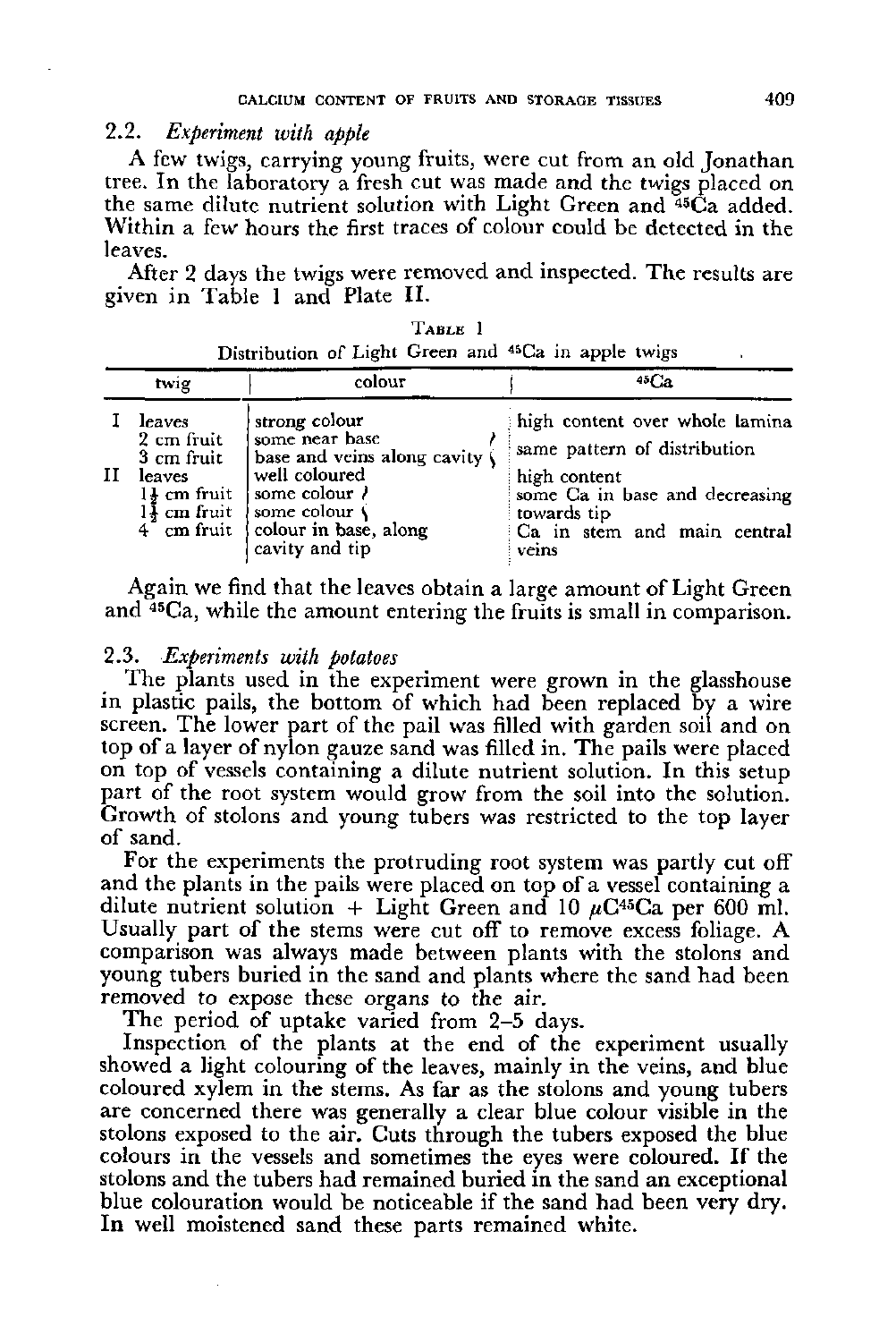## 2.2. *Experiment with apple*

A few twigs, carrying young fruits, were cut from an old Jonathan tree. In the laboratory a fresh cut was made and the twigs placed on the same dilute nutrient solution with Light Green and $^{45}Ca$ added. Within a few hours the first traces of colour could be detected in the leaves.

After 2 days the twigs were removed and inspected. The results are given in Table 1 and Plate II.

Table 1

Distribution of Light Green and $^{45}Ca$ in apple twigs

| | twig | colour | $^{45}Ca$ |
|---|---|---|---|
| I | leaves | strong colour | high content over whole lamina |
| | 2 cm fruit | some near base | same pattern of distribution |
| | 3 cm fruit | base and veins along cavity | |
| II | leaves | well coloured | high content |
| | $1\frac{1}{2}$ cm fruit | some colour | some Ca in base and decreasing towards tip |
| | $1\frac{1}{2}$ cm fruit | some colour | |
| | 4 cm fruit | colour in base, along cavity and tip | Ca in stem and main central veins |

Again we find that the leaves obtain a large amount of Light Green and $^{45}Ca$, while the amount entering the fruits is small in comparison.

## 2.3. *Experiments with potatoes*

The plants used in the experiment were grown in the glasshouse in plastic pails, the bottom of which had been replaced by a wire screen. The lower part of the pail was filled with garden soil and on top of a layer of nylon gauze sand was filled in. The pails were placed on top of vessels containing a dilute nutrient solution. In this setup part of the root system would grow from the soil into the solution. Growth of stolons and young tubers was restricted to the top layer of sand.

For the experiments the protruding root system was partly cut off and the plants in the pails were placed on top of a vessel containing a dilute nutrient solution + Light Green and 10 $\mu C$ $^{45}Ca$ per 600 ml. Usually part of the stems were cut off to remove excess foliage. A comparison was always made between plants with the stolons and young tubers buried in the sand and plants where the sand had been removed to expose these organs to the air.

The period of uptake varied from 2–5 days.

Inspection of the plants at the end of the experiment usually showed a light colouring of the leaves, mainly in the veins, and blue coloured xylem in the stems. As far as the stolons and young tubers are concerned there was generally a clear blue colour visible in the stolons exposed to the air. Cuts through the tubers exposed the blue colours in the vessels and sometimes the eyes were coloured. If the stolons and the tubers had remained buried in the sand an exceptional blue colouration would be noticeable if the sand had been very dry. In well moistened sand these parts remained white.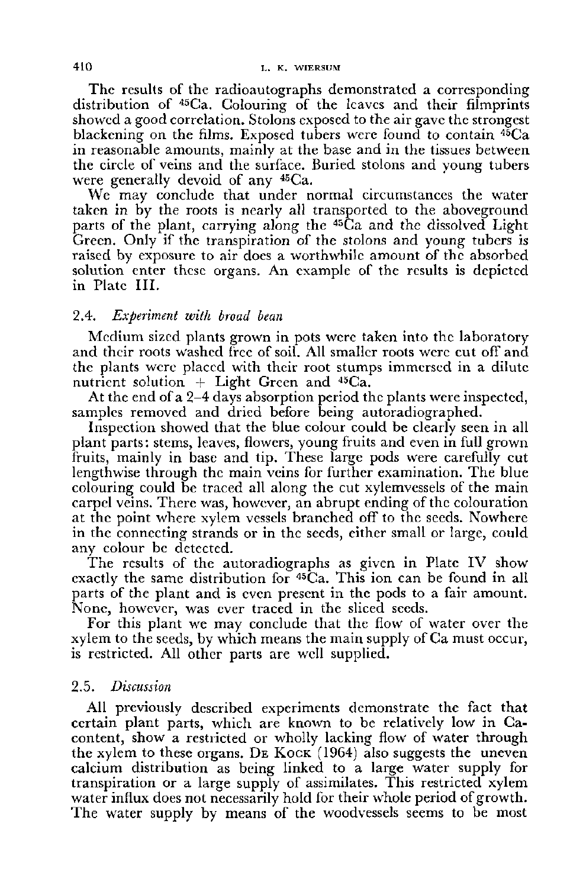The results of the radioautographs demonstrated a corresponding distribution of $^{45}Ca$. Colouring of the leaves and their filmprints showed a good correlation. Stolons exposed to the air gave the strongest blackening on the films. Exposed tubers were found to contain $^{45}Ca$ in reasonable amounts, mainly at the base and in the tissues between the circle of veins and the surface. Buried stolons and young tubers were generally devoid of any $^{45}Ca$.

We may conclude that under normal circumstances the water taken in by the roots is nearly all transported to the aboveground parts of the plant, carrying along the $^{45}Ca$ and the dissolved Light Green. Only if the transpiration of the stolons and young tubers is raised by exposure to air does a worthwhile amount of the absorbed solution enter these organs. An example of the results is depicted in Plate III.

### 2.4. *Experiment with broad bean*

Medium sized plants grown in pots were taken into the laboratory and their roots washed free of soil. All smaller roots were cut off and the plants were placed with their root stumps immersed in a dilute nutrient solution + Light Green and $^{45}Ca$.

At the end of a 2–4 days absorption period the plants were inspected, samples removed and dried before being autoradiographed.

Inspection showed that the blue colour could be clearly seen in all plant parts: stems, leaves, flowers, young fruits and even in full grown fruits, mainly in base and tip. These large pods were carefully cut lengthwise through the main veins for further examination. The blue colouring could be traced all along the cut xylemvessels of the main carpel veins. There was, however, an abrupt ending of the colouration at the point where xylem vessels branched off to the seeds. Nowhere in the connecting strands or in the seeds, either small or large, could any colour be detected.

The results of the autoradiographs as given in Plate IV show exactly the same distribution for $^{45}Ca$. This ion can be found in all parts of the plant and is even present in the pods to a fair amount. None, however, was ever traced in the sliced seeds.

For this plant we may conclude that the flow of water over the xylem to the seeds, by which means the main supply of Ca must occur, is restricted. All other parts are well supplied.

### 2.5. *Discussion*

All previously described experiments demonstrate the fact that certain plant parts, which are known to be relatively low in Ca-content, show a restricted or wholly lacking flow of water through the xylem to these organs. De Kock (1964) also suggests the uneven calcium distribution as being linked to a large water supply for transpiration or a large supply of assimilates. This restricted xylem water influx does not necessarily hold for their whole period of growth. The water supply by means of the woodvessels seems to be most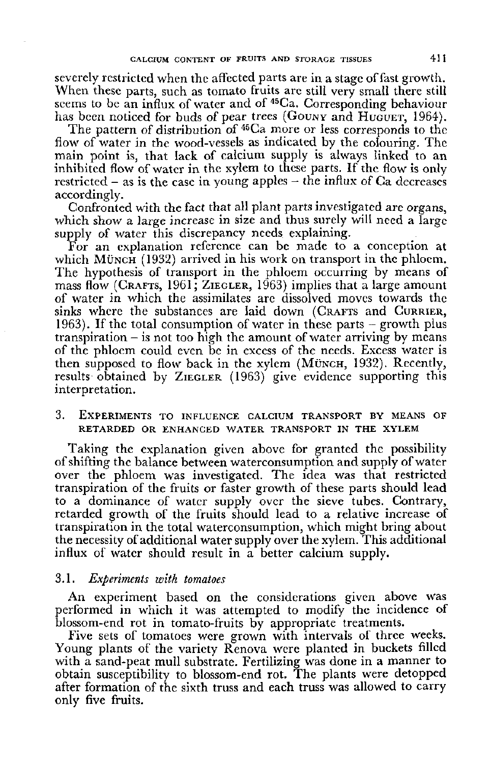severely restricted when the affected parts are in a stage of fast growth. When these parts, such as tomato fruits are still very small there still seems to be an influx of water and of $^{45}$Ca. Corresponding behaviour has been noticed for buds of pear trees (GOUNY and HUGUET, 1964).

The pattern of distribution of $^{45}$Ca more or less corresponds to the flow of water in the wood-vessels as indicated by the colouring. The main point is, that lack of calcium supply is always linked to an inhibited flow of water in the xylem to these parts. If the flow is only restricted – as is the case in young apples – the influx of Ca decreases accordingly.

Confronted with the fact that all plant parts investigated are organs, which show a large increase in size and thus surely will need a large supply of water this discrepancy needs explaining.

For an explanation reference can be made to a conception at which MÜNCH (1932) arrived in his work on transport in the phloem. The hypothesis of transport in the phloem occurring by means of mass flow (CRAFTS, 1961; ZIEGLER, 1963) implies that a large amount of water in which the assimilates are dissolved moves towards the sinks where the substances are laid down (CRAFTS and CURRIER, 1963). If the total consumption of water in these parts – growth plus transpiration – is not too high the amount of water arriving by means of the phloem could even be in excess of the needs. Excess water is then supposed to flow back in the xylem (MÜNCH, 1932). Recently, results obtained by ZIEGLER (1963) give evidence supporting this interpretation.

## 3. EXPERIMENTS TO INFLUENCE CALCIUM TRANSPORT BY MEANS OF RETARDED OR ENHANCED WATER TRANSPORT IN THE XYLEM

Taking the explanation given above for granted the possibility of shifting the balance between waterconsumption and supply of water over the phloem was investigated. The idea was that restricted transpiration of the fruits or faster growth of these parts should lead to a dominance of water supply over the sieve tubes. Contrary, retarded growth of the fruits should lead to a relative increase of transpiration in the total waterconsumption, which might bring about the necessity of additional water supply over the xylem. This additional influx of water should result in a better calcium supply.

### 3.1. *Experiments with tomatoes*

An experiment based on the considerations given above was performed in which it was attempted to modify the incidence of blossom-end rot in tomato-fruits by appropriate treatments.

Five sets of tomatoes were grown with intervals of three weeks. Young plants of the variety Renova were planted in buckets filled with a sand-peat mull substrate. Fertilizing was done in a manner to obtain susceptibility to blossom-end rot. The plants were detopped after formation of the sixth truss and each truss was allowed to carry only five fruits.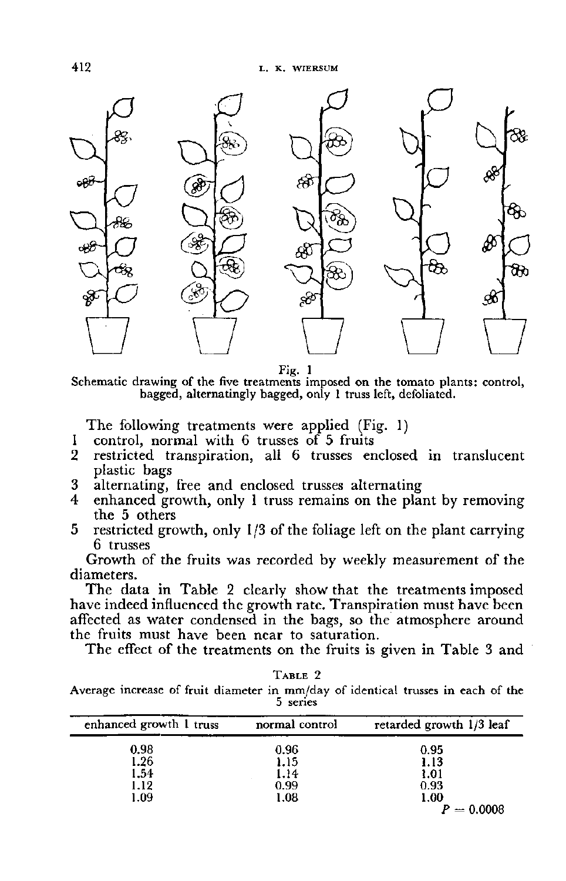Fig. 1
Schematic drawing of the five treatments imposed on the tomato plants: control, bagged, alternatingly bagged, only 1 truss left, defoliated.

The following treatments were applied (Fig. 1)

1. control, normal with 6 trusses of 5 fruits
2. restricted transpiration, all 6 trusses enclosed in translucent plastic bags
3. alternating, free and enclosed trusses alternating
4. enhanced growth, only 1 truss remains on the plant by removing the 5 others
5. restricted growth, only 1/3 of the foliage left on the plant carrying 6 trusses

Growth of the fruits was recorded by weekly measurement of the diameters.

The data in Table 2 clearly show that the treatments imposed have indeed influenced the growth rate. Transpiration must have been affected as water condensed in the bags, so the atmosphere around the fruits must have been near to saturation.

The effect of the treatments on the fruits is given in Table 3 and

TABLE 2
Average increase of fruit diameter in mm/day of identical trusses in each of the 5 series

| enhanced growth 1 truss | normal control | retarded growth 1/3 leaf |
|---|---|---|
| 0.98 | 0.96 | 0.95 |
| 1.26 | 1.15 | 1.13 |
| 1.54 | 1.14 | 1.01 |
| 1.12 | 0.99 | 0.93 |
| 1.09 | 1.08 | 1.00 |
| | | $P = 0.0008$ |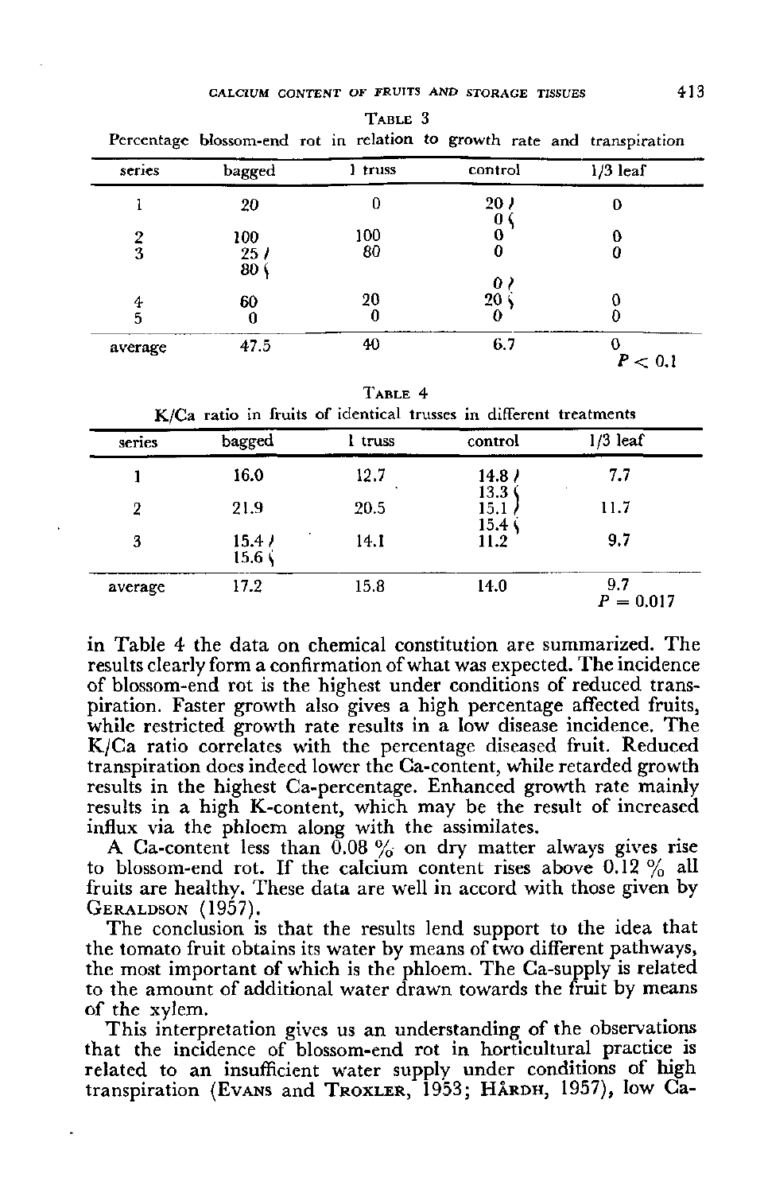**Table 3**

Percentage blossom-end rot in relation to growth rate and transpiration

| series | bagged | 1 truss | control | 1/3 leaf |
|---|---|---|---|---|
| 1 | 20 | 0 | 20 / 0 | 0 |
| 2 | 100 | 100 | 0 | 0 |
| 3 | 25 / 80 | 80 | 0 | 0 |
| 4 | 60 | 20 | 0 / 20 | 0 |
| 5 | 0 | 0 | 0 | 0 |
| average | 47.5 | 40 | 6.7 | 0 $P < 0.1$ |

**Table 4**

K/Ca ratio in fruits of identical trusses in different treatments

| series | bagged | 1 truss | control | 1/3 leaf |
|---|---|---|---|---|
| 1 | 16.0 | 12.7 | 14.8 / 13.3 | 7.7 |
| 2 | 21.9 | 20.5 | 15.1 / 15.4 | 11.7 |
| 3 | 15.4 / 15.6 | 14.1 | 11.2 | 9.7 |
| average | 17.2 | 15.8 | 14.0 | 9.7 $P = 0.017$ |

in Table 4 the data on chemical constitution are summarized. The results clearly form a confirmation of what was expected. The incidence of blossom-end rot is the highest under conditions of reduced transpiration. Faster growth also gives a high percentage affected fruits, while restricted growth rate results in a low disease incidence. The K/Ca ratio correlates with the percentage diseased fruit. Reduced transpiration does indeed lower the Ca-content, while retarded growth results in the highest Ca-percentage. Enhanced growth rate mainly results in a high K-content, which may be the result of increased influx via the phloem along with the assimilates.

A Ca-content less than 0.08 % on dry matter always gives rise to blossom-end rot. If the calcium content rises above 0.12 % all fruits are healthy. These data are well in accord with those given by GERALDSON (1957).

The conclusion is that the results lend support to the idea that the tomato fruit obtains its water by means of two different pathways, the most important of which is the phloem. The Ca-supply is related to the amount of additional water drawn towards the fruit by means of the xylem.

This interpretation gives us an understanding of the observations that the incidence of blossom-end rot in horticultural practice is related to an insufficient water supply under conditions of high transpiration (EVANS and TROXLER, 1953; HÅRDH, 1957), low Ca-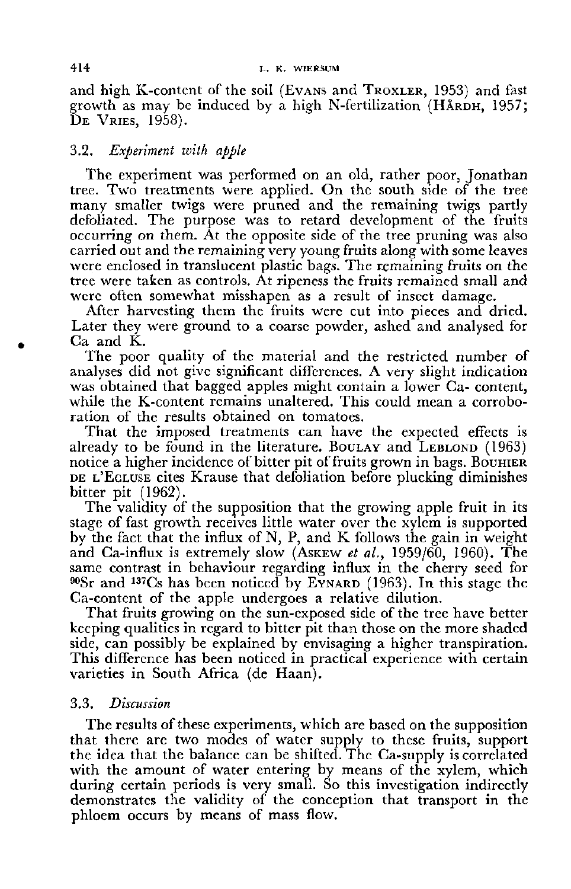and high K-content of the soil (Evans and Troxler, 1953) and fast growth as may be induced by a high N-fertilization (Hårdh, 1957; De Vries, 1958).

### 3.2. *Experiment with apple*

The experiment was performed on an old, rather poor, Jonathan tree. Two treatments were applied. On the south side of the tree many smaller twigs were pruned and the remaining twigs partly defoliated. The purpose was to retard development of the fruits occurring on them. At the opposite side of the tree pruning was also carried out and the remaining very young fruits along with some leaves were enclosed in translucent plastic bags. The remaining fruits on the tree were taken as controls. At ripeness the fruits remained small and were often somewhat misshapen as a result of insect damage.

After harvesting them the fruits were cut into pieces and dried. Later they were ground to a coarse powder, ashed and analysed for Ca and K.

The poor quality of the material and the restricted number of analyses did not give significant differences. A very slight indication was obtained that bagged apples might contain a lower Ca- content, while the K-content remains unaltered. This could mean a corroboration of the results obtained on tomatoes.

That the imposed treatments can have the expected effects is already to be found in the literature. Boulay and Leblond (1963) notice a higher incidence of bitter pit of fruits grown in bags. Bouhier de l'Ecluse cites Krause that defoliation before plucking diminishes bitter pit (1962).

The validity of the supposition that the growing apple fruit in its stage of fast growth receives little water over the xylem is supported by the fact that the influx of N, P, and K follows the gain in weight and Ca-influx is extremely slow (Askew *et al.*, 1959/60, 1960). The same contrast in behaviour regarding influx in the cherry seed for $^{90}Sr$ and $^{137}Cs$ has been noticed by Eynard (1963). In this stage the Ca-content of the apple undergoes a relative dilution.

That fruits growing on the sun-exposed side of the tree have better keeping qualities in regard to bitter pit than those on the more shaded side, can possibly be explained by envisaging a higher transpiration. This difference has been noticed in practical experience with certain varieties in South Africa (de Haan).

### 3.3. *Discussion*

The results of these experiments, which are based on the supposition that there are two modes of water supply to these fruits, support the idea that the balance can be shifted. The Ca-supply is correlated with the amount of water entering by means of the xylem, which during certain periods is very small. So this investigation indirectly demonstrates the validity of the conception that transport in the phloem occurs by means of mass flow.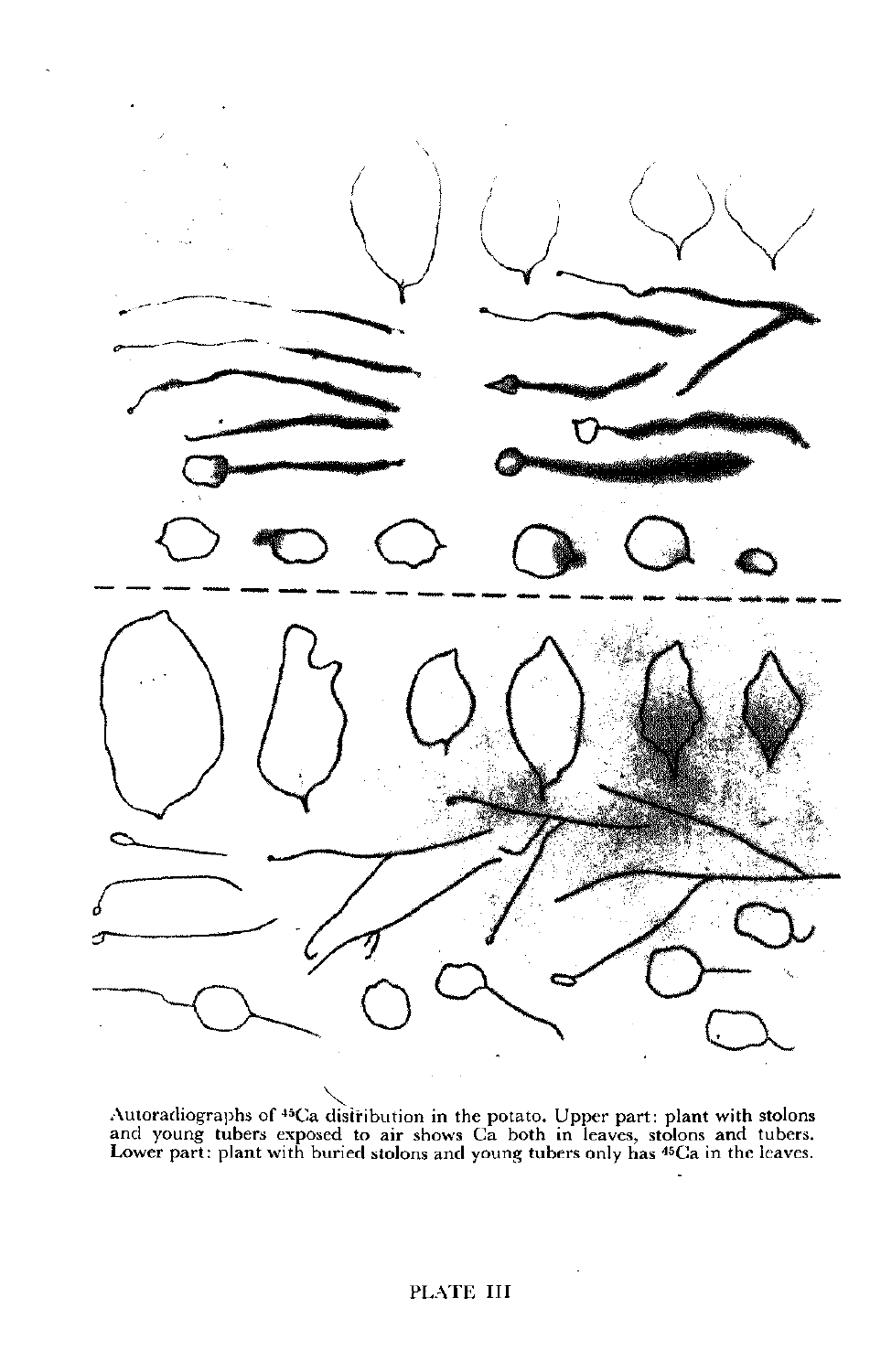Autoradiographs of $^{45}Ca$ distribution in the potato. Upper part: plant with stolons and young tubers exposed to air shows Ca both in leaves, stolons and tubers. Lower part: plant with buried stolons and young tubers only has $^{45}Ca$ in the leaves.

PLATE III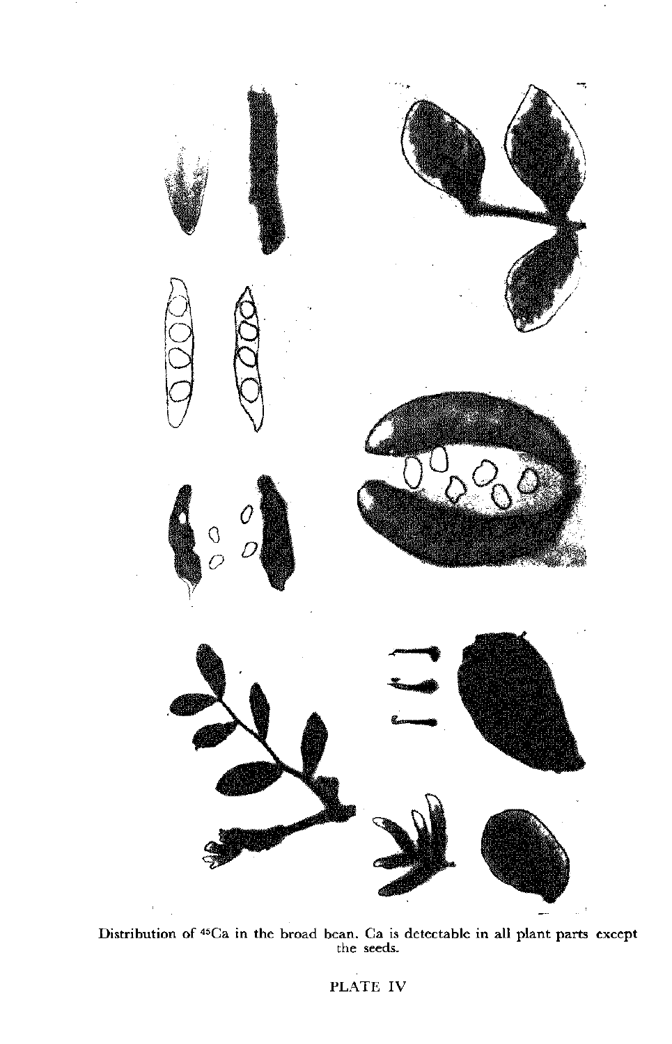Distribution of $^{45}Ca$ in the broad bean. Ca is detectable in all plant parts except the seeds.

PLATE IV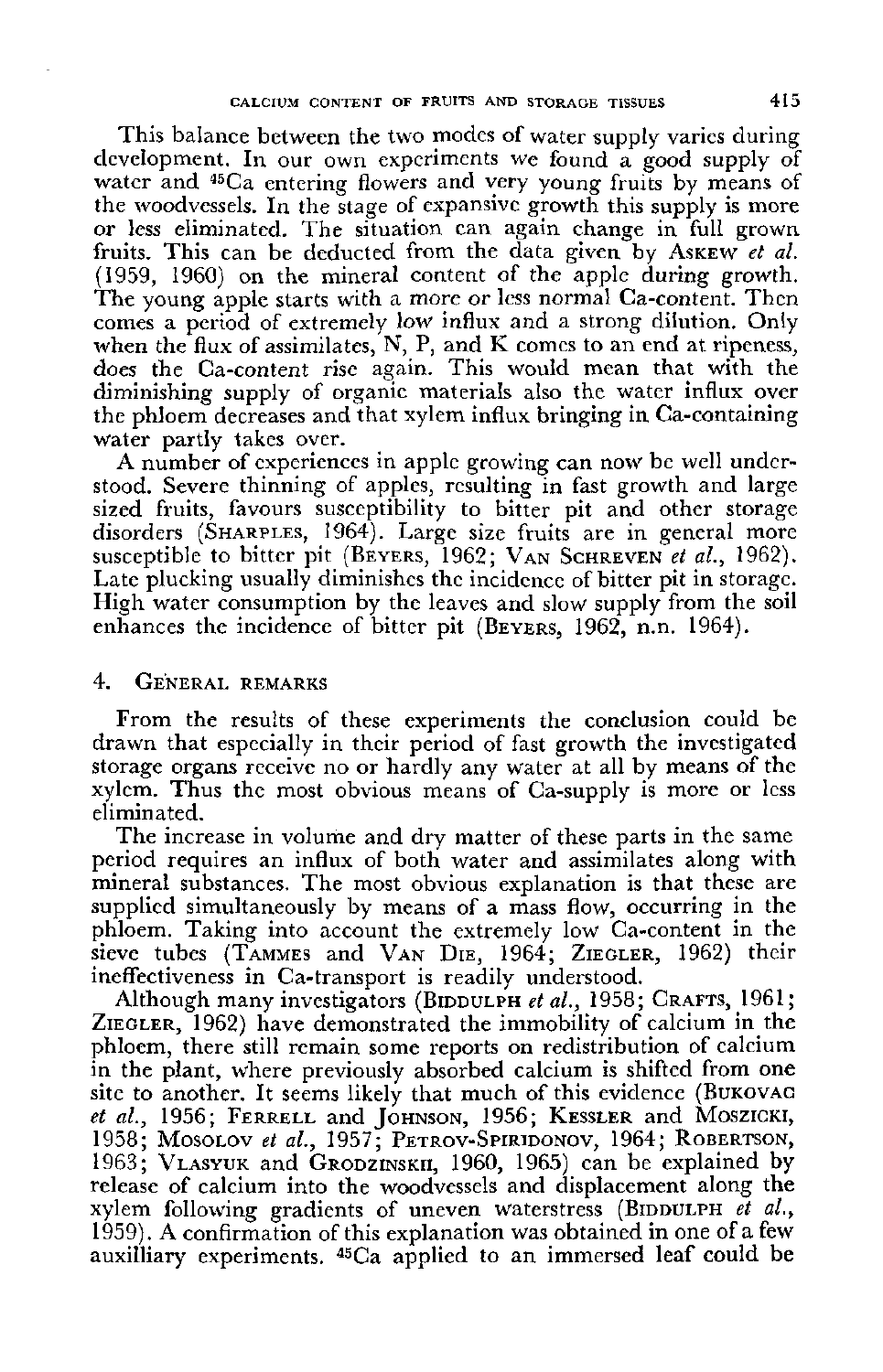This balance between the two modes of water supply varies during development. In our own experiments we found a good supply of water and $^{45}Ca$ entering flowers and very young fruits by means of the woodvessels. In the stage of expansive growth this supply is more or less eliminated. The situation can again change in full grown fruits. This can be deducted from the data given by ASKEW *et al.* (1959, 1960) on the mineral content of the apple during growth. The young apple starts with a more or less normal Ca-content. Then comes a period of extremely low influx and a strong dilution. Only when the flux of assimilates, N, P, and K comes to an end at ripeness, does the Ca-content rise again. This would mean that with the diminishing supply of organic materials also the water influx over the phloem decreases and that xylem influx bringing in Ca-containing water partly takes over.

A number of experiences in apple growing can now be well understood. Severe thinning of apples, resulting in fast growth and large sized fruits, favours susceptibility to bitter pit and other storage disorders (SHARPLES, 1964). Large size fruits are in general more susceptible to bitter pit (BEYERS, 1962; VAN SCHREVEN *et al.*, 1962). Late plucking usually diminishes the incidence of bitter pit in storage. High water consumption by the leaves and slow supply from the soil enhances the incidence of bitter pit (BEYERS, 1962, n.n. 1964).

## 4. GENERAL REMARKS

From the results of these experiments the conclusion could be drawn that especially in their period of fast growth the investigated storage organs receive no or hardly any water at all by means of the xylem. Thus the most obvious means of Ca-supply is more or less eliminated.

The increase in volume and dry matter of these parts in the same period requires an influx of both water and assimilates along with mineral substances. The most obvious explanation is that these are supplied simultaneously by means of a mass flow, occurring in the phloem. Taking into account the extremely low Ca-content in the sieve tubes (TAMMES and VAN DIE, 1964; ZIEGLER, 1962) their ineffectiveness in Ca-transport is readily understood.

Although many investigators (BIDDULPH *et al.*, 1958; CRAFTS, 1961; ZIEGLER, 1962) have demonstrated the immobility of calcium in the phloem, there still remain some reports on redistribution of calcium in the plant, where previously absorbed calcium is shifted from one site to another. It seems likely that much of this evidence (BUKOVAC *et al.*, 1956; FERRELL and JOHNSON, 1956; KESSLER and MOSZICKI, 1958; MOSOLOV *et al.*, 1957; PETROV-SPIRIDONOV, 1964; ROBERTSON, 1963; VLASYUK and GRODZINSKII, 1960, 1965) can be explained by release of calcium into the woodvessels and displacement along the xylem following gradients of uneven waterstress (BIDDULPH *et al.*, 1959). A confirmation of this explanation was obtained in one of a few auxilliary experiments. $^{45}Ca$ applied to an immersed leaf could be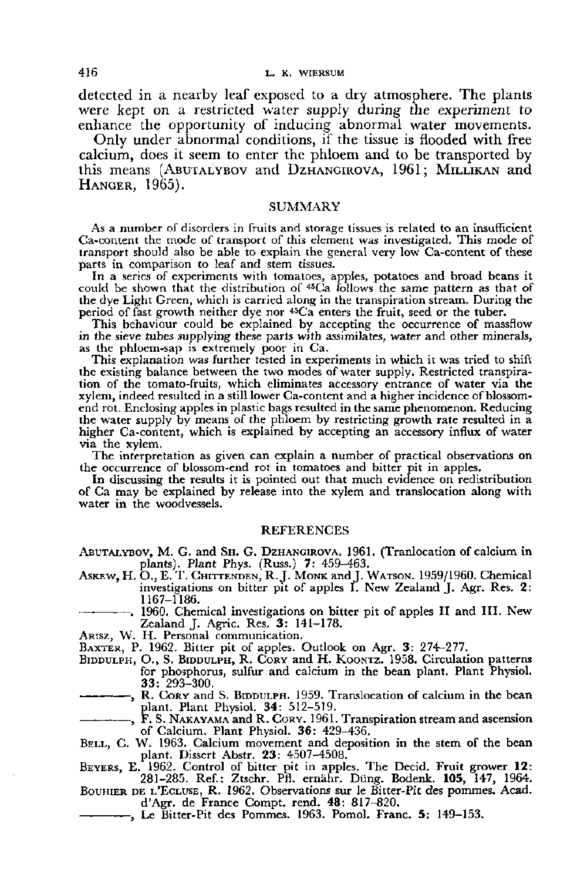detected in a nearby leaf exposed to a dry atmosphere. The plants were kept on a restricted water supply during the experiment to enhance the opportunity of inducing abnormal water movements.

Only under abnormal conditions, if the tissue is flooded with free calcium, does it seem to enter the phloem and to be transported by this means (ABUTALYBOV and DZHANGIROVA, 1961; MILLIKAN and HANGER, 1965).

## SUMMARY

As a number of disorders in fruits and storage tissues is related to an insufficient Ca-content the mode of transport of this element was investigated. This mode of transport should also be able to explain the general very low Ca-content of these parts in comparison to leaf and stem tissues.

In a series of experiments with tomatoes, apples, potatoes and broad beans it could be shown that the distribution of $^{45}$Ca follows the same pattern as that of the dye Light Green, which is carried along in the transpiration stream. During the period of fast growth neither dye nor $^{45}$Ca enters the fruit, seed or the tuber.

This behaviour could be explained by accepting the occurrence of massflow in the sieve tubes supplying these parts with assimilates, water and other minerals, as the phloem-sap is extremely poor in Ca.

This explanation was further tested in experiments in which it was tried to shift the existing balance between the two modes of water supply. Restricted transpiration of the tomato-fruits, which eliminates accessory entrance of water via the xylem, indeed resulted in a still lower Ca-content and a higher incidence of blossom-end rot. Enclosing apples in plastic bags resulted in the same phenomenon. Reducing the water supply by means of the phloem by restricting growth rate resulted in a higher Ca-content, which is explained by accepting an accessory influx of water via the xylem.

The interpretation as given can explain a number of practical observations on the occurrence of blossom-end rot in tomatoes and bitter pit in apples.

In discussing the results it is pointed out that much evidence on redistribution of Ca may be explained by release into the xylem and translocation along with water in the woodvessels.

## REFERENCES

ABUTALYBOV, M. G. and SH. G. DZHANGIROVA. 1961. (Tranlocation of calcium in plants). Plant Phys. (Russ.) **7**: 459–463.

ASKEW, H. O., E. T. CHITTENDEN, R. J. MONK and J. WATSON. 1959/1960. Chemical investigations on bitter pit of apples I. New Zealand J. Agr. Res. **2**: 1167–1186.

———. 1960. Chemical investigations on bitter pit of apples II and III. New Zealand J. Agric. Res. **3**: 141–178.

ARISZ, W. H. Personal communication.

BAXTER, P. 1962. Bitter pit of apples. Outlook on Agr. **3**: 274–277.

BIDDULPH, O., S. BIDDULPH, R. CORY and H. KOONTZ. 1958. Circulation patterns for phosphorus, sulfur and calcium in the bean plant. Plant Physiol. **33**: 293–300.

———, R. CORY and S. BIDDULPH. 1959. Translocation of calcium in the bean plant. Plant Physiol. **34**: 512–519.

———, F. S. NAKAYAMA and R. CORY. 1961. Transpiration stream and ascension of Calcium. Plant Physiol. **36**: 429–436.

BELL, C. W. 1963. Calcium movement and deposition in the stem of the bean plant. Dissert Abstr. **23**: 4507–4508.

BEYERS, E. 1962. Control of bitter pit in apples. The Decid. Fruit grower **12**: 281–285. Ref.: Ztschr. Pfl. ernähr. Düng. Bodenk. **105**, 147, 1964.

BOUHIER DE L'ECLUSE, R. 1962. Observations sur le Bitter-Pit des pommes. Acad. d'Agr. de France Compt. rend. **48**: 817–820.

———, Le Bitter-Pit des Pommes. 1963. Pomol. Franc. **5**: 149–153.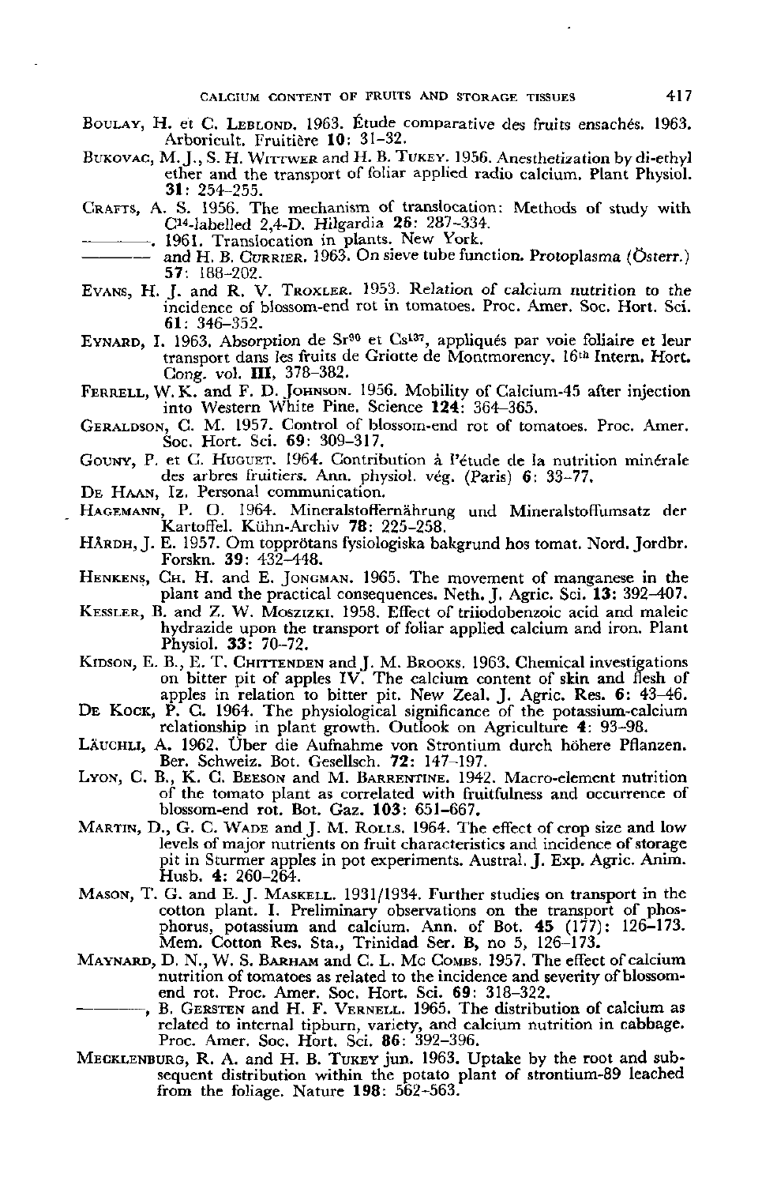BOULAY, H. et C. LEBLOND. 1963. Étude comparative des fruits ensachés. 1963. Arboricult. Fruitière **10**: 31–32.

BUKOVAC, M. J., S. H. WITTWER and H. B. TUKEY. 1956. Anesthetization by di-ethyl ether and the transport of foliar applied radio calcium. Plant Physiol. **31**: 254–255.

CRAFTS, A. S. 1956. The mechanism of translocation: Methods of study with $C^{14}$-labelled 2,4-D. Hilgardia **26**: 287–334.

———. 1961. Translocation in plants. New York.

——— and H. B. CURRIER. 1963. On sieve tube function. Protoplasma (Österr.) **57**: 188–202.

EVANS, H. J. and R. V. TROXLER. 1953. Relation of calcium nutrition to the incidence of blossom-end rot in tomatoes. Proc. Amer. Soc. Hort. Sci. **61**: 346–352.

EYNARD, I. 1963. Absorption de $Sr^{90}$ et $Cs^{137}$, appliqués par voie foliaire et leur transport dans les fruits de Griotte de Montmorency. 16th Intern. Hort. Cong. vol. **III**, 378–382.

FERRELL, W. K. and F. D. JOHNSON. 1956. Mobility of Calcium-45 after injection into Western White Pine. Science **124**: 364–365.

GERALDSON, C. M. 1957. Control of blossom-end rot of tomatoes. Proc. Amer. Soc. Hort. Sci. **69**: 309–317.

GOUNY, P. et G. HUGUET. 1964. Contribution à l'étude de la nutrition minérale des arbres fruitiers. Ann. physiol. vég. (Paris) **6**: 33–77.

DE HAAN, Iz. Personal communication.

HAGEMANN, P. O. 1964. Mineralstoffernährung und Mineralstoffumsatz der Kartoffel. Kühn-Archiv **78**: 225–258.

HÅRDH, J. E. 1957. Om topprötans fysiologiska bakgrund hos tomat. Nord. Jordbr. Forskn. **39**: 432–448.

HENKENS, CH. H. and E. JONGMAN. 1965. The movement of manganese in the plant and the practical consequences. Neth. J. Agric. Sci. **13**: 392–407.

KESSLER, B. and Z. W. MOSZIZKI. 1958. Effect of triiodobenzoic acid and maleic hydrazide upon the transport of foliar applied calcium and iron. Plant Physiol. **33**: 70–72.

KIDSON, E. B., E. T. CHITTENDEN and J. M. BROOKS. 1963. Chemical investigations on bitter pit of apples IV. The calcium content of skin and flesh of apples in relation to bitter pit. New Zeal. J. Agric. Res. **6**: 43–46.

DE KOCK, P. C. 1964. The physiological significance of the potassium-calcium relationship in plant growth. Outlook on Agriculture **4**: 93–98.

LÄUCHLI, A. 1962. Über die Aufnahme von Strontium durch höhere Pflanzen. Ber. Schweiz. Bot. Gesellsch. **72**: 147–197.

LYON, C. B., K. C. BEESON and M. BARRENTINE. 1942. Macro-element nutrition of the tomato plant as correlated with fruitfulness and occurrence of blossom-end rot. Bot. Gaz. **103**: 651–667.

MARTIN, D., G. C. WADE and J. M. ROLLS. 1964. The effect of crop size and low levels of major nutrients on fruit characteristics and incidence of storage pit in Sturmer apples in pot experiments. Austral. J. Exp. Agric. Anim. Husb. **4**: 260–264.

MASON, T. G. and E. J. MASKELL. 1931/1934. Further studies on transport in the cotton plant. I. Preliminary observations on the transport of phosphorus, potassium and calcium. Ann. of Bot. **45** (177): 126–173. Mem. Cotton Res. Sta., Trinidad Ser. **B**, no 5, 126–173.

MAYNARD, D. N., W. S. BARHAM and C. L. MC COMBS. 1957. The effect of calcium nutrition of tomatoes as related to the incidence and severity of blossom-end rot. Proc. Amer. Soc. Hort. Sci. **69**: 318–322.

———, B. GERSTEN and H. F. VERNELL. 1965. The distribution of calcium as related to internal tipburn, variety, and calcium nutrition in cabbage. Proc. Amer. Soc. Hort. Sci. **86**: 392–396.

MECKLENBURG, R. A. and H. B. TUKEY jun. 1963. Uptake by the root and subsequent distribution within the potato plant of strontium-89 leached from the foliage. Nature **198**: 562–563.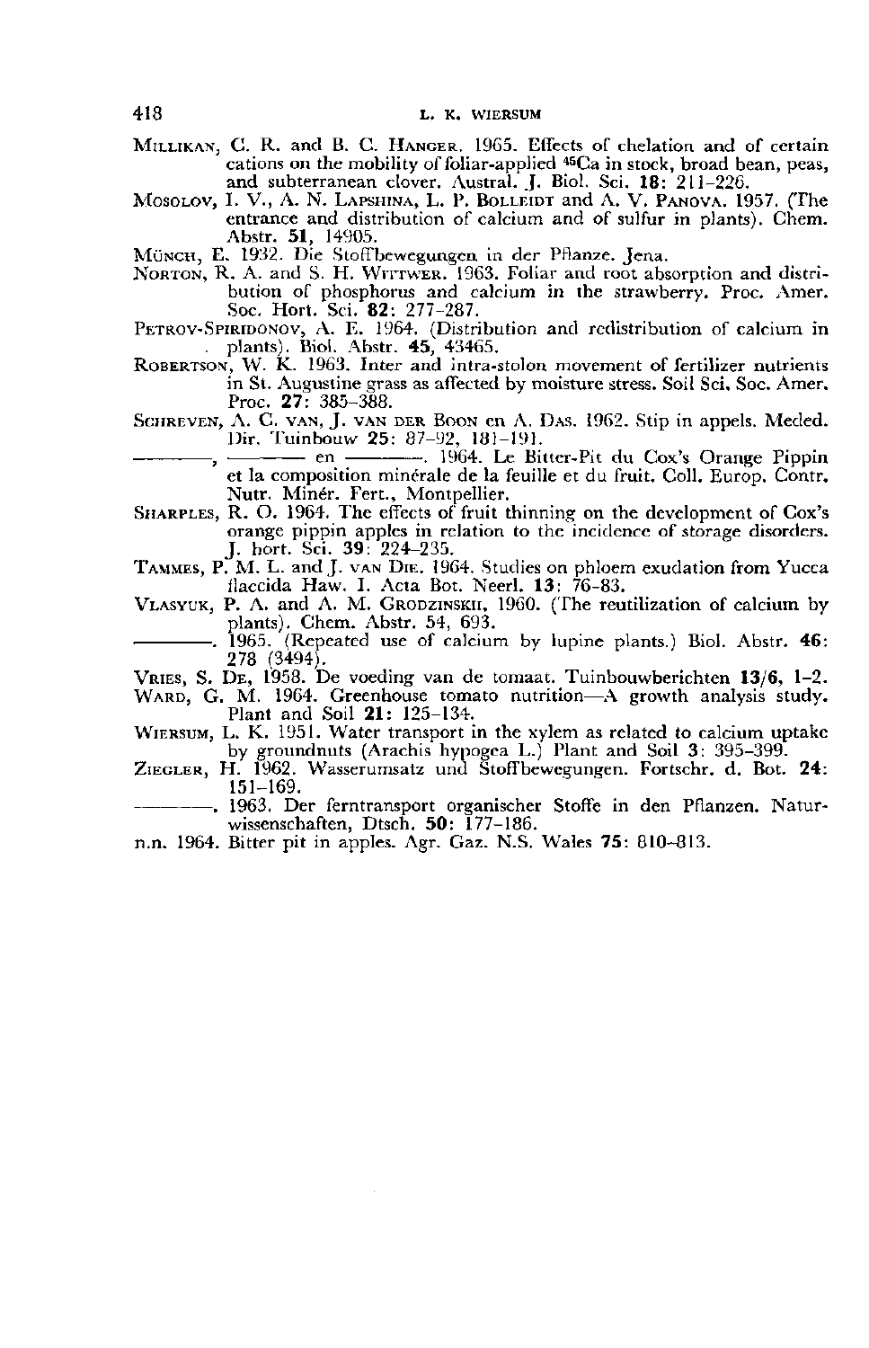MILLIKAN, C. R. and B. C. HANGER. 1965. Effects of chelation and of certain cations on the mobility of foliar-applied $^{45}$Ca in stock, broad bean, peas, and subterranean clover. Austral. J. Biol. Sci. **18**: 211–226.

MOSOLOV, I. V., A. N. LAPSHINA, L. P. BOLLEIDT and A. V. PANOVA. 1957. (The entrance and distribution of calcium and of sulfur in plants). Chem. Abstr. **51**, 14905.

MÜNCH, E. 1932. Die Stoffbewegungen in der Pflanze. Jena.

NORTON, R. A. and S. H. WITTWER. 1963. Foliar and root absorption and distribution of phosphorus and calcium in the strawberry. Proc. Amer. Soc. Hort. Sci. **82**: 277–287.

PETROV-SPIRIDONOV, A. E. 1964. (Distribution and redistribution of calcium in plants). Biol. Abstr. **45**, 43465.

ROBERTSON, W. K. 1963. Inter and intra-stolon movement of fertilizer nutrients in St. Augustine grass as affected by moisture stress. Soil Sci. Soc. Amer. Proc. **27**: 385–388.

SCHREVEN, A. C. VAN, J. VAN DER BOON en A. DAS. 1962. Stip in appels. Meded. Dir. Tuinbouw **25**: 87–92, 181–191.

———, ——— en ———. 1964. Le Bitter-Pit du Cox's Orange Pippin et la composition minérale de la feuille et du fruit. Coll. Europ. Contr. Nutr. Minér. Fert., Montpellier.

SHARPLES, R. O. 1964. The effects of fruit thinning on the development of Cox's orange pippin apples in relation to the incidence of storage disorders. J. hort. Sci. **39**: 224–235.

TAMMES, P. M. L. and J. VAN DIE. 1964. Studies on phloem exudation from Yucca flaccida Haw. I. Acta Bot. Neerl. **13**: 76–83.

VLASYUK, P. A. and A. M. GRODZINSKII. 1960. (The reutilization of calcium by plants). Chem. Abstr. 54, 693.

———. 1965. (Repeated use of calcium by lupine plants.) Biol. Abstr. **46**: 278 (3494).

VRIES, S. DE, 1958. De voeding van de tomaat. Tuinbouwberichten **13/6**, 1–2.

WARD, G. M. 1964. Greenhouse tomato nutrition—A growth analysis study. Plant and Soil **21**: 125–134.

WIERSUM, L. K. 1951. Water transport in the xylem as related to calcium uptake by groundnuts (Arachis hypogea L.) Plant and Soil **3**: 395–399.

ZIEGLER, H. 1962. Wasserumsatz und Stoffbewegungen. Fortschr. d. Bot. **24**: 151–169.

———. 1963. Der ferntransport organischer Stoffe in den Pflanzen. Naturwissenschaften, Dtsch. **50**: 177–186.

n.n. 1964. Bitter pit in apples. Agr. Gaz. N.S. Wales **75**: 810–813.